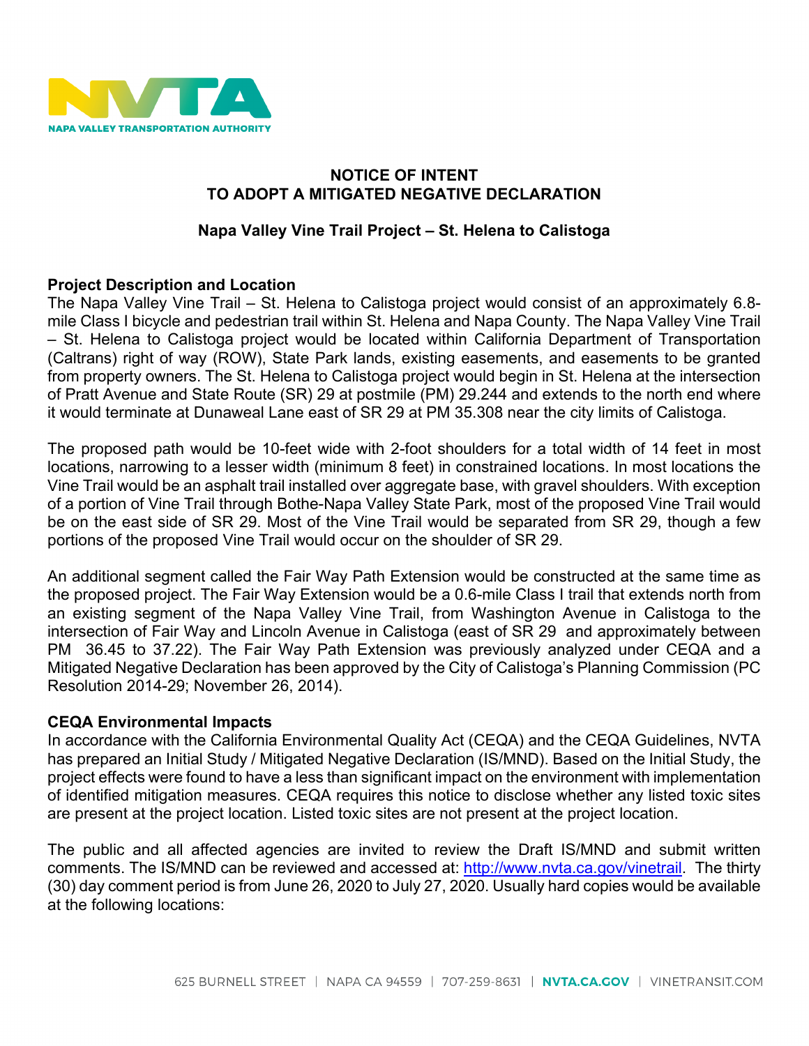NAPA VALLEY TRANSPORTATION AUTHORITY

# NOTICE OF INTENT TO ADOPT A MITIGATED NEGATIVE DECLARATION

## Napa Valley Vine Trail Project – St. Helena to Calistoga

### Project Description and Location

The Napa Valley Vine Trail – St. Helena to Calistoga project would consist of an approximately 6.8-mile Class I bicycle and pedestrian trail within St. Helena and Napa County. The Napa Valley Vine Trail – St. Helena to Calistoga project would be located within California Department of Transportation (Caltrans) right of way (ROW), State Park lands, existing easements, and easements to be granted from property owners. The St. Helena to Calistoga project would begin in St. Helena at the intersection of Pratt Avenue and State Route (SR) 29 at postmile (PM) 29.244 and extends to the north end where it would terminate at Dunaweal Lane east of SR 29 at PM 35.308 near the city limits of Calistoga.

The proposed path would be 10-feet wide with 2-foot shoulders for a total width of 14 feet in most locations, narrowing to a lesser width (minimum 8 feet) in constrained locations. In most locations the Vine Trail would be an asphalt trail installed over aggregate base, with gravel shoulders. With exception of a portion of Vine Trail through Bothe-Napa Valley State Park, most of the proposed Vine Trail would be on the east side of SR 29. Most of the Vine Trail would be separated from SR 29, though a few portions of the proposed Vine Trail would occur on the shoulder of SR 29.

An additional segment called the Fair Way Path Extension would be constructed at the same time as the proposed project. The Fair Way Extension would be a 0.6-mile Class I trail that extends north from an existing segment of the Napa Valley Vine Trail, from Washington Avenue in Calistoga to the intersection of Fair Way and Lincoln Avenue in Calistoga (east of SR 29 and approximately between PM 36.45 to 37.22). The Fair Way Path Extension was previously analyzed under CEQA and a Mitigated Negative Declaration has been approved by the City of Calistoga's Planning Commission (PC Resolution 2014-29; November 26, 2014).

### CEQA Environmental Impacts

In accordance with the California Environmental Quality Act (CEQA) and the CEQA Guidelines, NVTA has prepared an Initial Study / Mitigated Negative Declaration (IS/MND). Based on the Initial Study, the project effects were found to have a less than significant impact on the environment with implementation of identified mitigation measures. CEQA requires this notice to disclose whether any listed toxic sites are present at the project location. Listed toxic sites are not present at the project location.

The public and all affected agencies are invited to review the Draft IS/MND and submit written comments. The IS/MND can be reviewed and accessed at: http://www.nvta.ca.gov/vinetrail. The thirty (30) day comment period is from June 26, 2020 to July 27, 2020. Usually hard copies would be available at the following locations: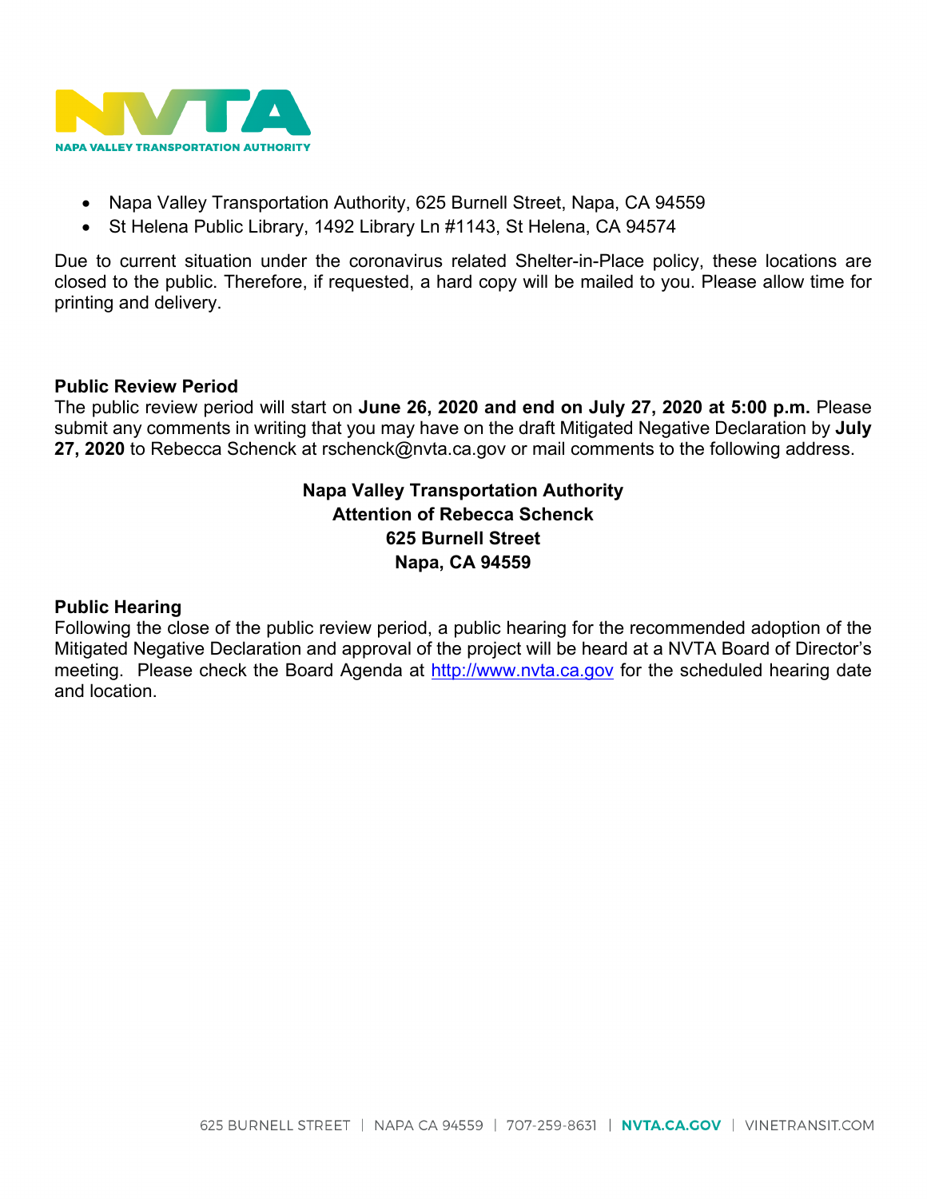- Napa Valley Transportation Authority, 625 Burnell Street, Napa, CA 94559
- St Helena Public Library, 1492 Library Ln #1143, St Helena, CA 94574

Due to current situation under the coronavirus related Shelter-in-Place policy, these locations are closed to the public. Therefore, if requested, a hard copy will be mailed to you. Please allow time for printing and delivery.

**Public Review Period**

The public review period will start on **June 26, 2020 and end on July 27, 2020 at 5:00 p.m.** Please submit any comments in writing that you may have on the draft Mitigated Negative Declaration by **July 27, 2020** to Rebecca Schenck at rschenck@nvta.ca.gov or mail comments to the following address.

**Napa Valley Transportation Authority**
**Attention of Rebecca Schenck**
**625 Burnell Street**
**Napa, CA 94559**

**Public Hearing**

Following the close of the public review period, a public hearing for the recommended adoption of the Mitigated Negative Declaration and approval of the project will be heard at a NVTA Board of Director's meeting. Please check the Board Agenda at http://www.nvta.ca.gov for the scheduled hearing date and location.